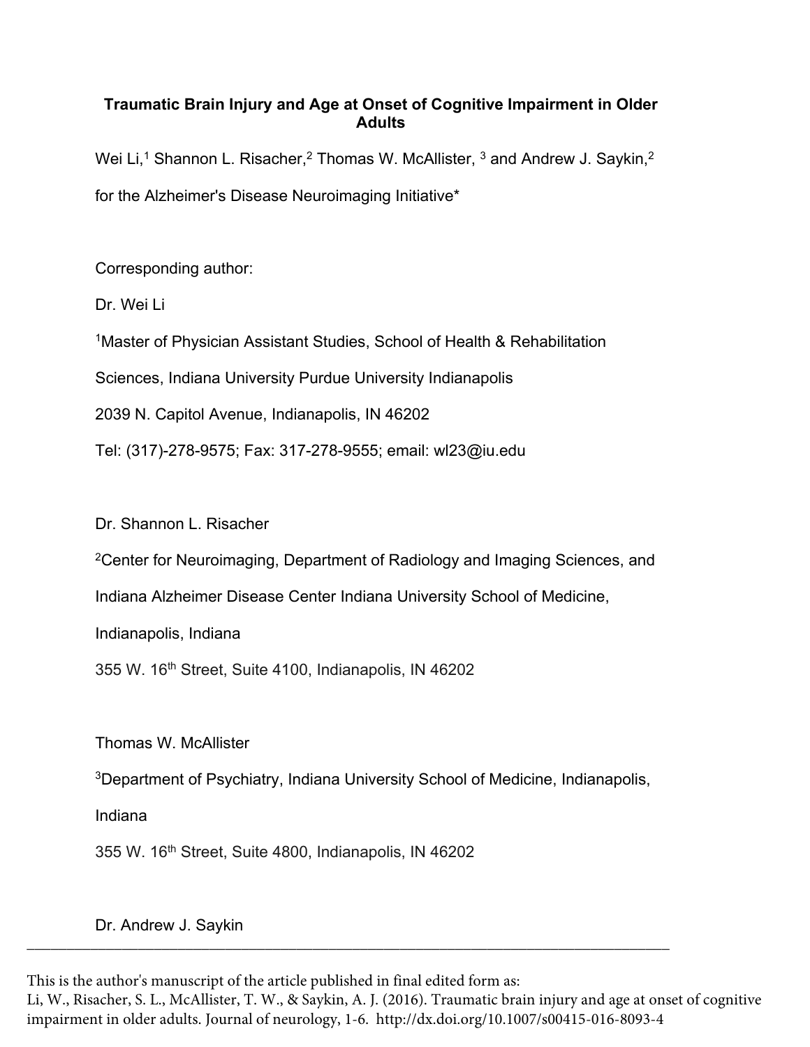# Traumatic Brain Injury and Age at Onset of Cognitive Impairment in Older Adults

Wei Li,[1] Shannon L. Risacher,[2] Thomas W. McAllister, [3] and Andrew J. Saykin,[2]

for the Alzheimer's Disease Neuroimaging Initiative*

Corresponding author:

Dr. Wei Li

[1]Master of Physician Assistant Studies, School of Health & Rehabilitation Sciences, Indiana University Purdue University Indianapolis

2039 N. Capitol Avenue, Indianapolis, IN 46202

Tel: (317)-278-9575; Fax: 317-278-9555; email: wl23@iu.edu

Dr. Shannon L. Risacher

[2]Center for Neuroimaging, Department of Radiology and Imaging Sciences, and Indiana Alzheimer Disease Center Indiana University School of Medicine, Indianapolis, Indiana

355 W. 16th Street, Suite 4100, Indianapolis, IN 46202

Thomas W. McAllister

[3]Department of Psychiatry, Indiana University School of Medicine, Indianapolis, Indiana

355 W. 16th Street, Suite 4800, Indianapolis, IN 46202

Dr. Andrew J. Saykin

---

This is the author's manuscript of the article published in final edited form as:
Li, W., Risacher, S. L., McAllister, T. W., & Saykin, A. J. (2016). Traumatic brain injury and age at onset of cognitive impairment in older adults. Journal of neurology, 1-6. http://dx.doi.org/10.1007/s00415-016-8093-4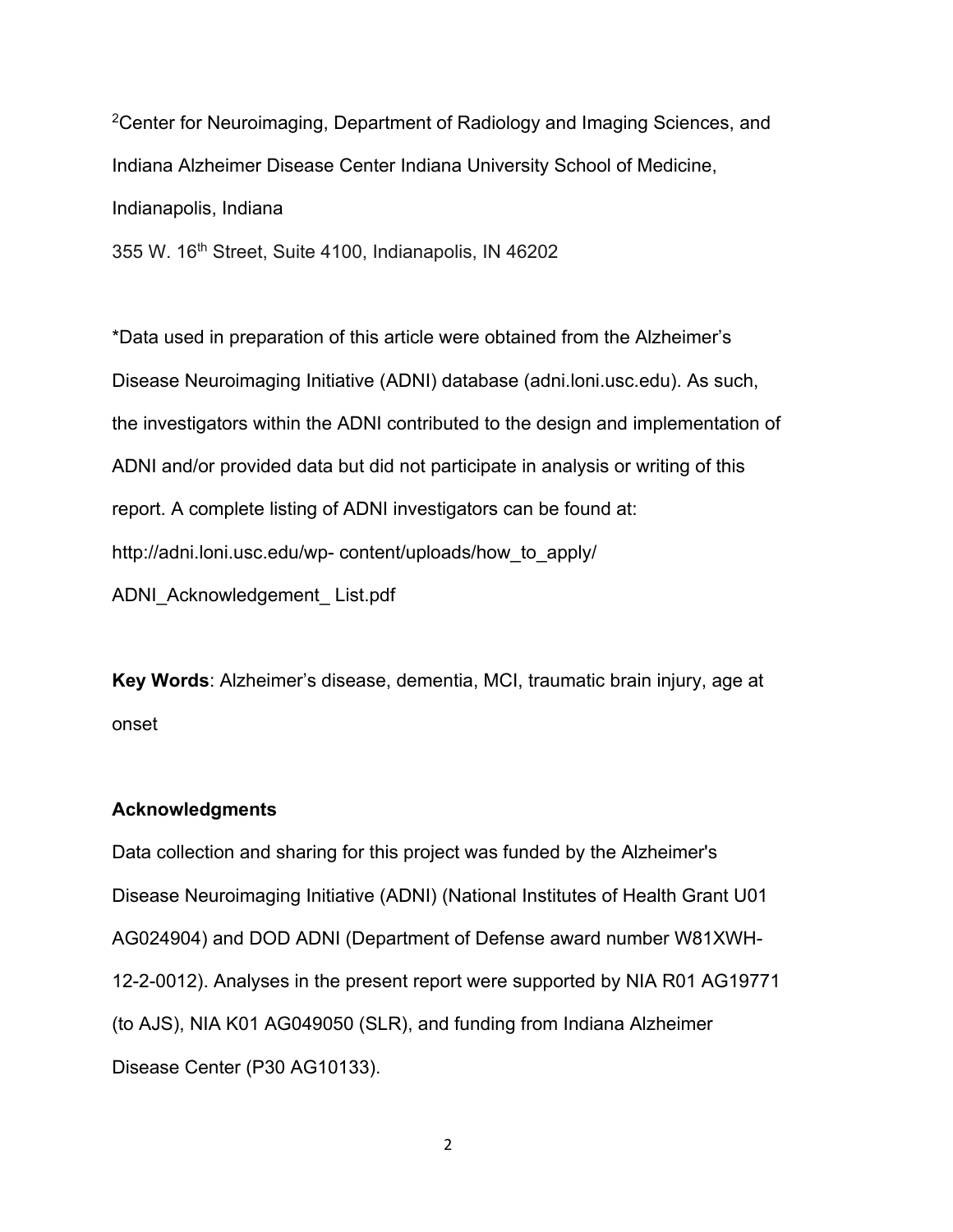[2]Center for Neuroimaging, Department of Radiology and Imaging Sciences, and Indiana Alzheimer Disease Center Indiana University School of Medicine, Indianapolis, Indiana

355 W. 16th Street, Suite 4100, Indianapolis, IN 46202

*Data used in preparation of this article were obtained from the Alzheimer's Disease Neuroimaging Initiative (ADNI) database (adni.loni.usc.edu). As such, the investigators within the ADNI contributed to the design and implementation of ADNI and/or provided data but did not participate in analysis or writing of this report. A complete listing of ADNI investigators can be found at: http://adni.loni.usc.edu/wp- content/uploads/how_to_apply/ ADNI_Acknowledgement_ List.pdf

**Key Words**: Alzheimer's disease, dementia, MCI, traumatic brain injury, age at onset

**Acknowledgments**

Data collection and sharing for this project was funded by the Alzheimer's Disease Neuroimaging Initiative (ADNI) (National Institutes of Health Grant U01 AG024904) and DOD ADNI (Department of Defense award number W81XWH-12-2-0012). Analyses in the present report were supported by NIA R01 AG19771 (to AJS), NIA K01 AG049050 (SLR), and funding from Indiana Alzheimer Disease Center (P30 AG10133).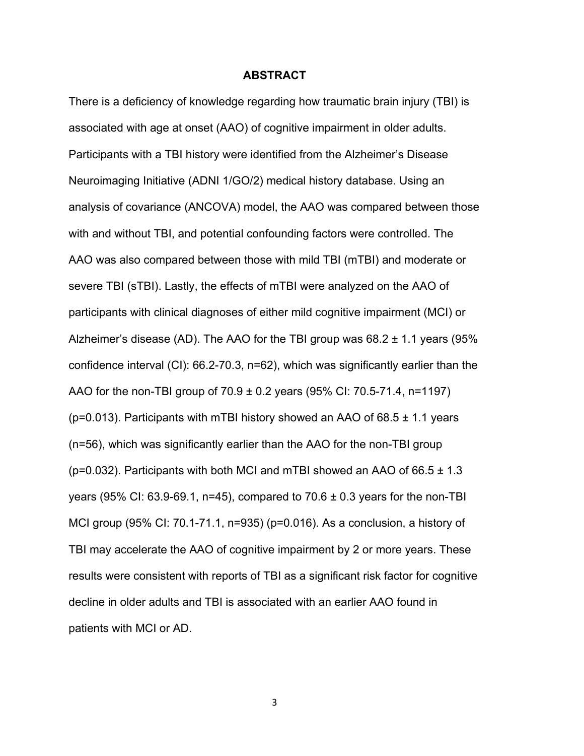## ABSTRACT

There is a deficiency of knowledge regarding how traumatic brain injury (TBI) is associated with age at onset (AAO) of cognitive impairment in older adults. Participants with a TBI history were identified from the Alzheimer's Disease Neuroimaging Initiative (ADNI 1/GO/2) medical history database. Using an analysis of covariance (ANCOVA) model, the AAO was compared between those with and without TBI, and potential confounding factors were controlled. The AAO was also compared between those with mild TBI (mTBI) and moderate or severe TBI (sTBI). Lastly, the effects of mTBI were analyzed on the AAO of participants with clinical diagnoses of either mild cognitive impairment (MCI) or Alzheimer's disease (AD). The AAO for the TBI group was 68.2 ± 1.1 years (95% confidence interval (CI): 66.2-70.3, n=62), which was significantly earlier than the AAO for the non-TBI group of 70.9 ± 0.2 years (95% CI: 70.5-71.4, n=1197) (p=0.013). Participants with mTBI history showed an AAO of 68.5 ± 1.1 years (n=56), which was significantly earlier than the AAO for the non-TBI group (p=0.032). Participants with both MCI and mTBI showed an AAO of 66.5 ± 1.3 years (95% CI: 63.9-69.1, n=45), compared to 70.6 ± 0.3 years for the non-TBI MCI group (95% CI: 70.1-71.1, n=935) (p=0.016). As a conclusion, a history of TBI may accelerate the AAO of cognitive impairment by 2 or more years. These results were consistent with reports of TBI as a significant risk factor for cognitive decline in older adults and TBI is associated with an earlier AAO found in patients with MCI or AD.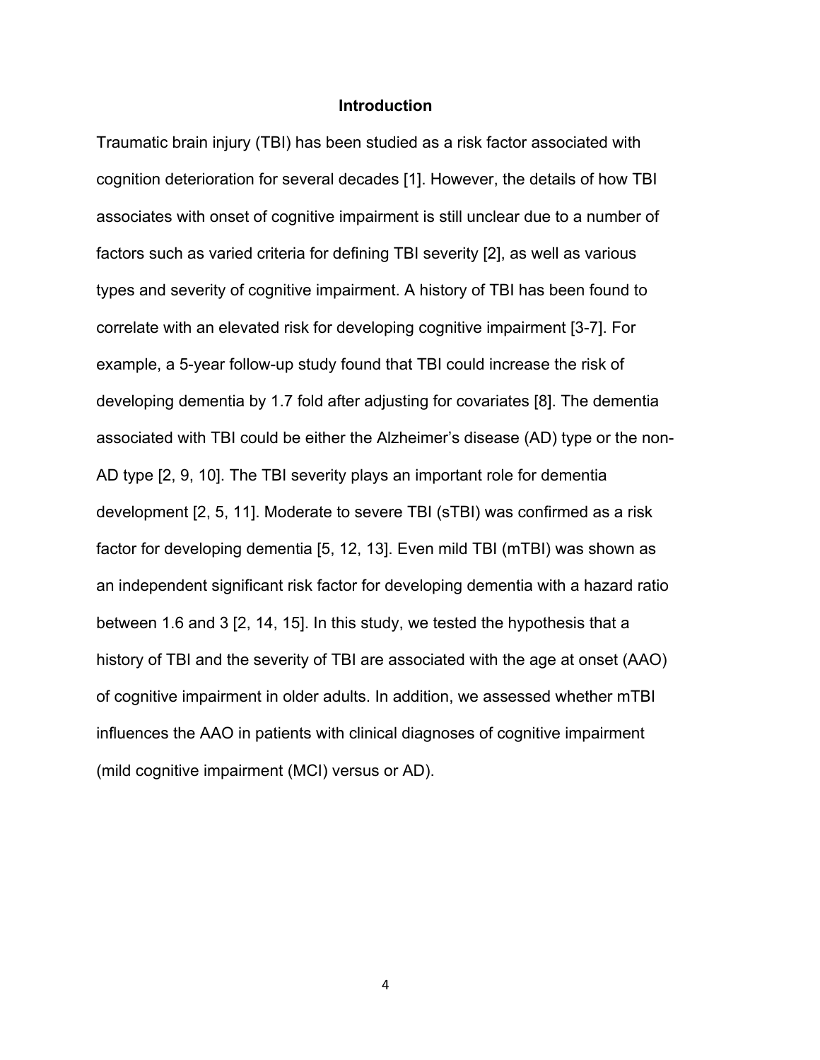## Introduction

Traumatic brain injury (TBI) has been studied as a risk factor associated with cognition deterioration for several decades [1]. However, the details of how TBI associates with onset of cognitive impairment is still unclear due to a number of factors such as varied criteria for defining TBI severity [2], as well as various types and severity of cognitive impairment. A history of TBI has been found to correlate with an elevated risk for developing cognitive impairment [3-7]. For example, a 5-year follow-up study found that TBI could increase the risk of developing dementia by 1.7 fold after adjusting for covariates [8]. The dementia associated with TBI could be either the Alzheimer's disease (AD) type or the non-AD type [2, 9, 10]. The TBI severity plays an important role for dementia development [2, 5, 11]. Moderate to severe TBI (sTBI) was confirmed as a risk factor for developing dementia [5, 12, 13]. Even mild TBI (mTBI) was shown as an independent significant risk factor for developing dementia with a hazard ratio between 1.6 and 3 [2, 14, 15]. In this study, we tested the hypothesis that a history of TBI and the severity of TBI are associated with the age at onset (AAO) of cognitive impairment in older adults. In addition, we assessed whether mTBI influences the AAO in patients with clinical diagnoses of cognitive impairment (mild cognitive impairment (MCI) versus or AD).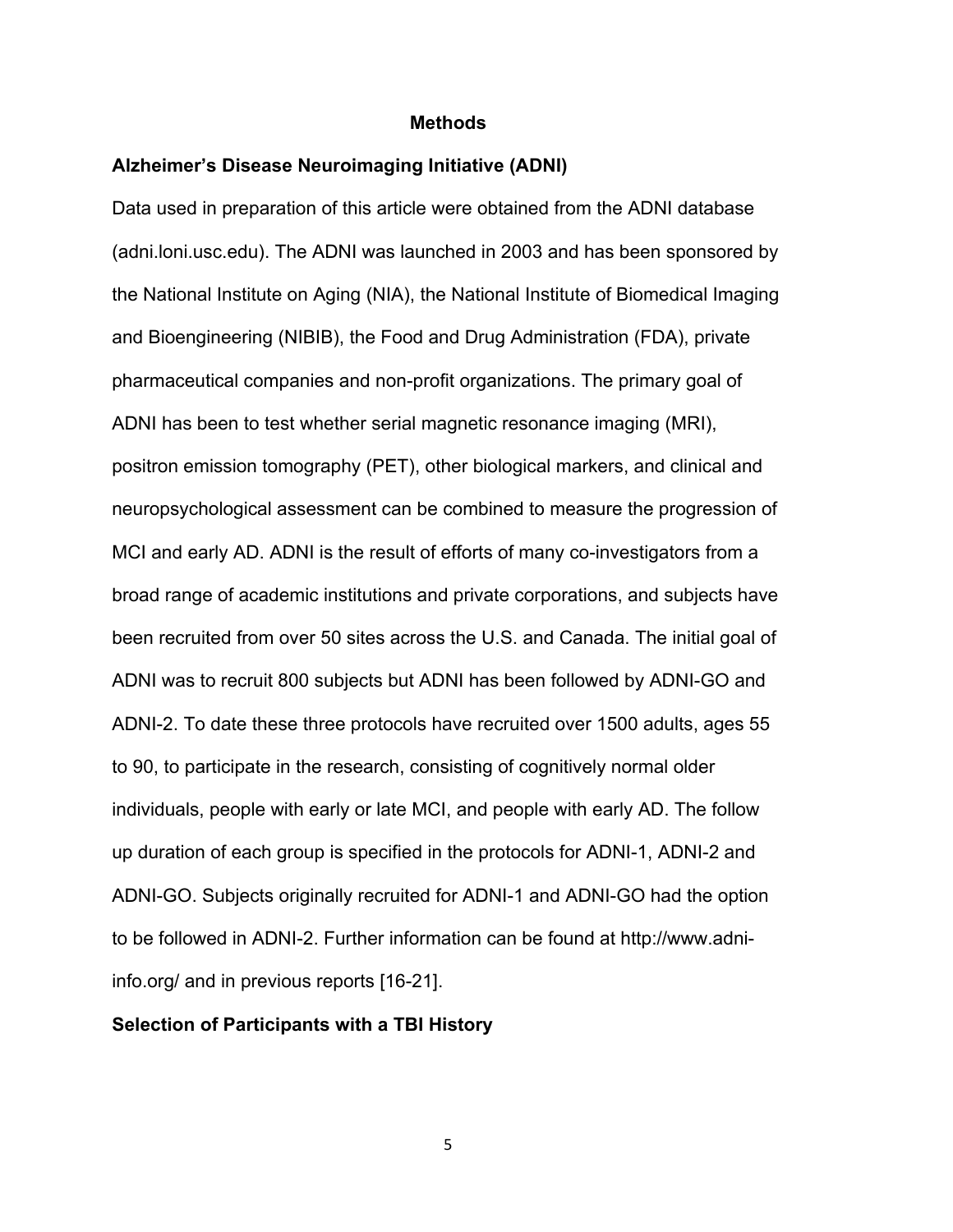# Methods

## Alzheimer's Disease Neuroimaging Initiative (ADNI)

Data used in preparation of this article were obtained from the ADNI database (adni.loni.usc.edu). The ADNI was launched in 2003 and has been sponsored by the National Institute on Aging (NIA), the National Institute of Biomedical Imaging and Bioengineering (NIBIB), the Food and Drug Administration (FDA), private pharmaceutical companies and non-profit organizations. The primary goal of ADNI has been to test whether serial magnetic resonance imaging (MRI), positron emission tomography (PET), other biological markers, and clinical and neuropsychological assessment can be combined to measure the progression of MCI and early AD. ADNI is the result of efforts of many co-investigators from a broad range of academic institutions and private corporations, and subjects have been recruited from over 50 sites across the U.S. and Canada. The initial goal of ADNI was to recruit 800 subjects but ADNI has been followed by ADNI-GO and ADNI-2. To date these three protocols have recruited over 1500 adults, ages 55 to 90, to participate in the research, consisting of cognitively normal older individuals, people with early or late MCI, and people with early AD. The follow up duration of each group is specified in the protocols for ADNI-1, ADNI-2 and ADNI-GO. Subjects originally recruited for ADNI-1 and ADNI-GO had the option to be followed in ADNI-2. Further information can be found at http://www.adni-info.org/ and in previous reports [16-21].

## Selection of Participants with a TBI History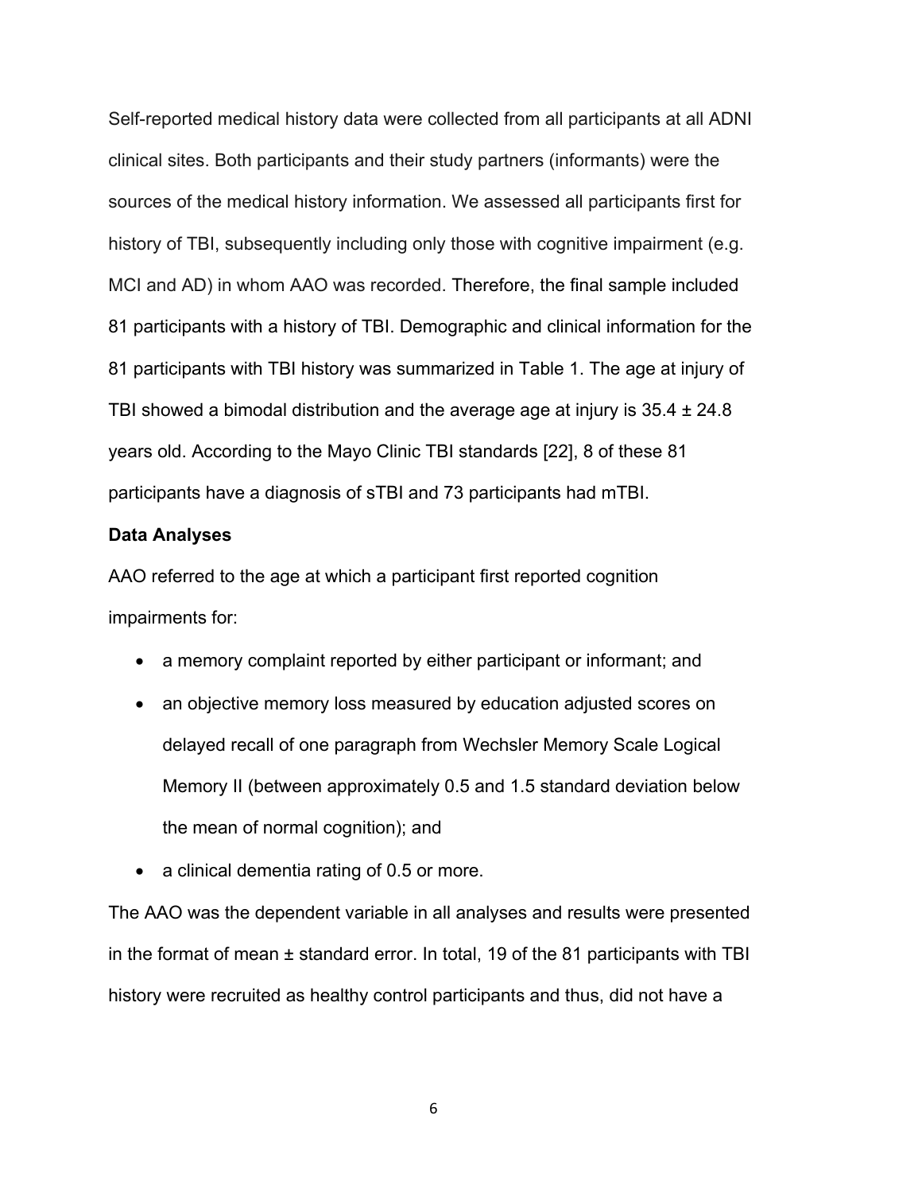Self-reported medical history data were collected from all participants at all ADNI clinical sites. Both participants and their study partners (informants) were the sources of the medical history information. We assessed all participants first for history of TBI, subsequently including only those with cognitive impairment (e.g. MCI and AD) in whom AAO was recorded. Therefore, the final sample included 81 participants with a history of TBI. Demographic and clinical information for the 81 participants with TBI history was summarized in Table 1. The age at injury of TBI showed a bimodal distribution and the average age at injury is 35.4 ± 24.8 years old. According to the Mayo Clinic TBI standards [22], 8 of these 81 participants have a diagnosis of sTBI and 73 participants had mTBI.

**Data Analyses**

AAO referred to the age at which a participant first reported cognition impairments for:

- a memory complaint reported by either participant or informant; and
- an objective memory loss measured by education adjusted scores on delayed recall of one paragraph from Wechsler Memory Scale Logical Memory II (between approximately 0.5 and 1.5 standard deviation below the mean of normal cognition); and
- a clinical dementia rating of 0.5 or more.

The AAO was the dependent variable in all analyses and results were presented in the format of mean ± standard error. In total, 19 of the 81 participants with TBI history were recruited as healthy control participants and thus, did not have a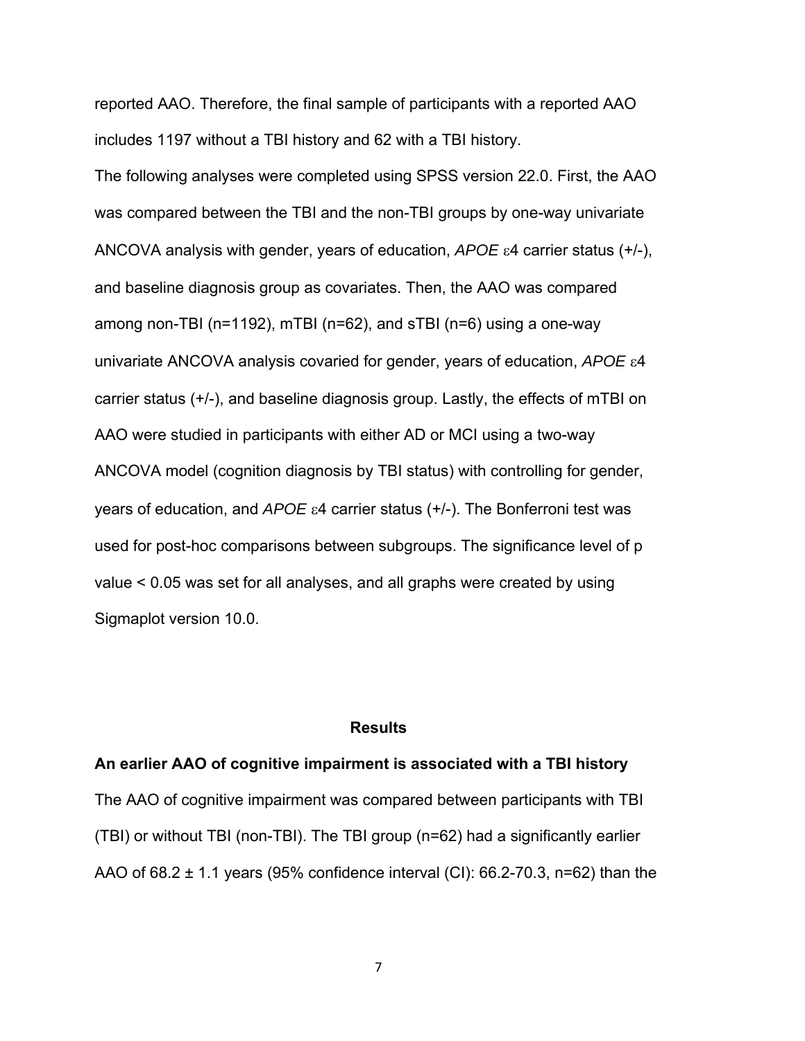reported AAO. Therefore, the final sample of participants with a reported AAO includes 1197 without a TBI history and 62 with a TBI history.

The following analyses were completed using SPSS version 22.0. First, the AAO was compared between the TBI and the non-TBI groups by one-way univariate ANCOVA analysis with gender, years of education, *APOE* ε4 carrier status (+/-), and baseline diagnosis group as covariates. Then, the AAO was compared among non-TBI (n=1192), mTBI (n=62), and sTBI (n=6) using a one-way univariate ANCOVA analysis covaried for gender, years of education, *APOE* ε4 carrier status (+/-), and baseline diagnosis group. Lastly, the effects of mTBI on AAO were studied in participants with either AD or MCI using a two-way ANCOVA model (cognition diagnosis by TBI status) with controlling for gender, years of education, and *APOE* ε4 carrier status (+/-). The Bonferroni test was used for post-hoc comparisons between subgroups. The significance level of p value < 0.05 was set for all analyses, and all graphs were created by using Sigmaplot version 10.0.

## Results

### An earlier AAO of cognitive impairment is associated with a TBI history

The AAO of cognitive impairment was compared between participants with TBI (TBI) or without TBI (non-TBI). The TBI group (n=62) had a significantly earlier AAO of 68.2 ± 1.1 years (95% confidence interval (CI): 66.2-70.3, n=62) than the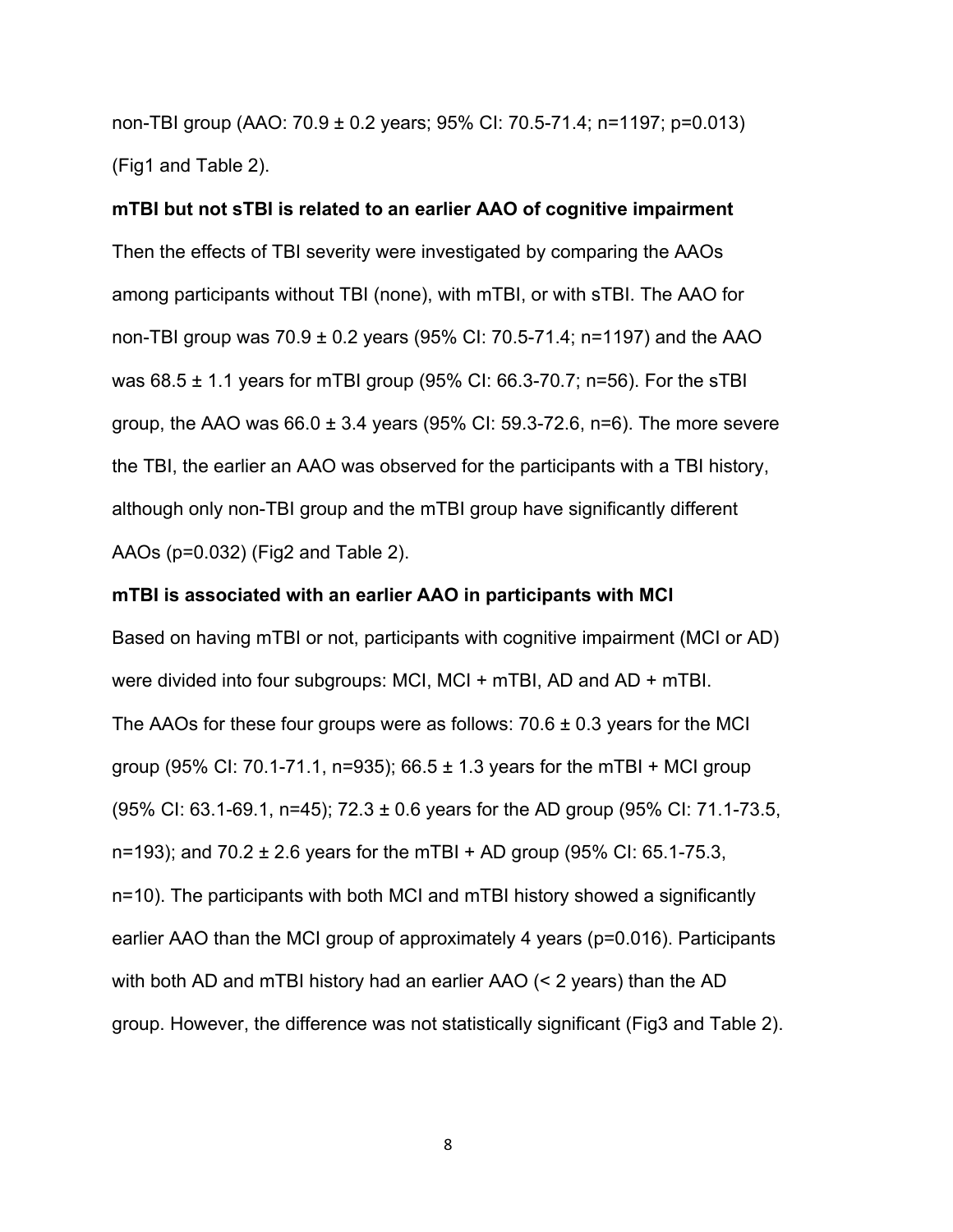non-TBI group (AAO: 70.9 ± 0.2 years; 95% CI: 70.5-71.4; n=1197; p=0.013) (Fig1 and Table 2).

**mTBI but not sTBI is related to an earlier AAO of cognitive impairment**

Then the effects of TBI severity were investigated by comparing the AAOs among participants without TBI (none), with mTBI, or with sTBI. The AAO for non-TBI group was 70.9 ± 0.2 years (95% CI: 70.5-71.4; n=1197) and the AAO was 68.5 ± 1.1 years for mTBI group (95% CI: 66.3-70.7; n=56). For the sTBI group, the AAO was 66.0 ± 3.4 years (95% CI: 59.3-72.6, n=6). The more severe the TBI, the earlier an AAO was observed for the participants with a TBI history, although only non-TBI group and the mTBI group have significantly different AAOs (p=0.032) (Fig2 and Table 2).

**mTBI is associated with an earlier AAO in participants with MCI**

Based on having mTBI or not, participants with cognitive impairment (MCI or AD) were divided into four subgroups: MCI, MCI + mTBI, AD and AD + mTBI. The AAOs for these four groups were as follows: 70.6 ± 0.3 years for the MCI group (95% CI: 70.1-71.1, n=935); 66.5 ± 1.3 years for the mTBI + MCI group (95% CI: 63.1-69.1, n=45); 72.3 ± 0.6 years for the AD group (95% CI: 71.1-73.5, n=193); and 70.2 ± 2.6 years for the mTBI + AD group (95% CI: 65.1-75.3, n=10). The participants with both MCI and mTBI history showed a significantly earlier AAO than the MCI group of approximately 4 years (p=0.016). Participants with both AD and mTBI history had an earlier AAO (< 2 years) than the AD group. However, the difference was not statistically significant (Fig3 and Table 2).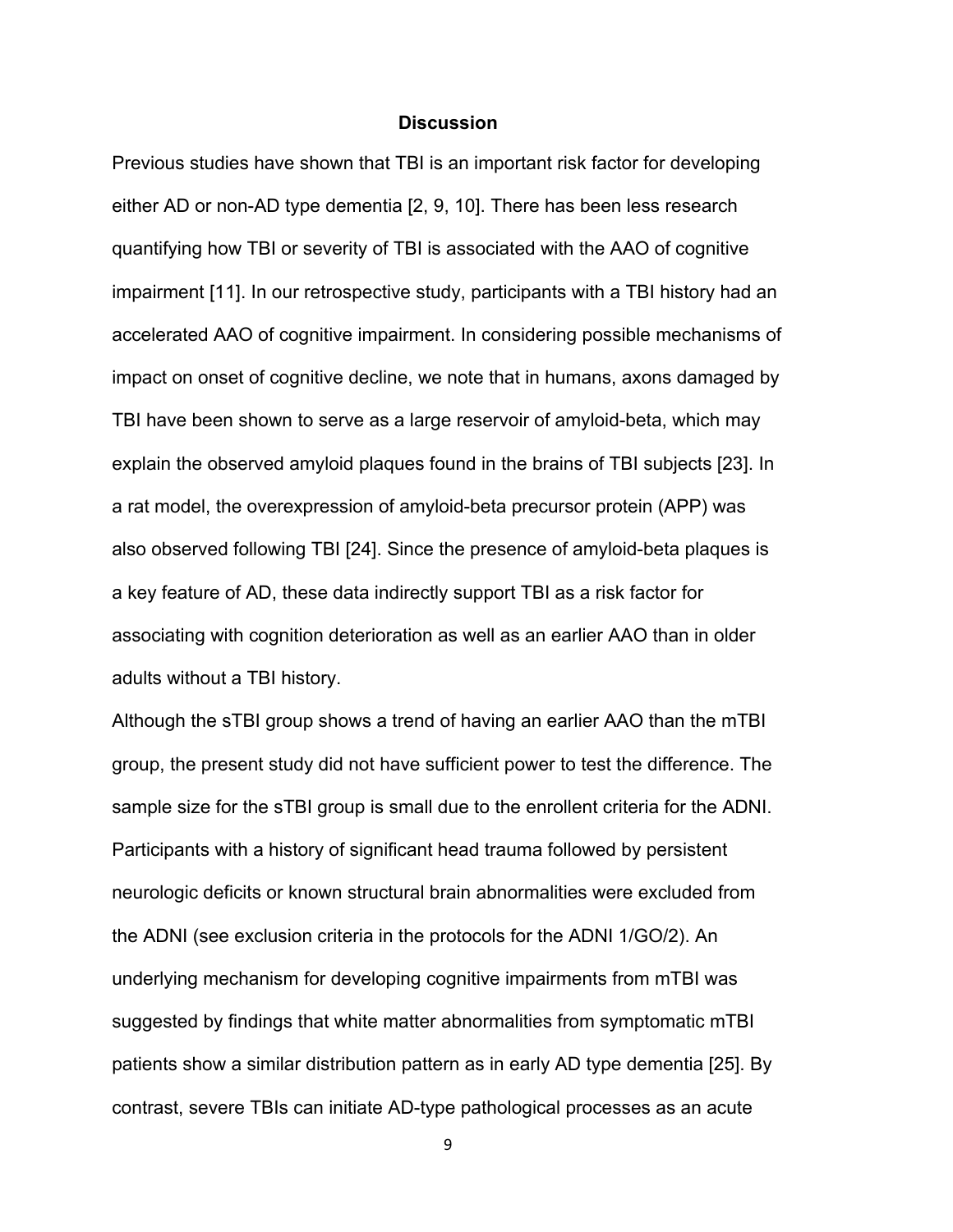## Discussion

Previous studies have shown that TBI is an important risk factor for developing either AD or non-AD type dementia [2, 9, 10]. There has been less research quantifying how TBI or severity of TBI is associated with the AAO of cognitive impairment [11]. In our retrospective study, participants with a TBI history had an accelerated AAO of cognitive impairment. In considering possible mechanisms of impact on onset of cognitive decline, we note that in humans, axons damaged by TBI have been shown to serve as a large reservoir of amyloid-beta, which may explain the observed amyloid plaques found in the brains of TBI subjects [23]. In a rat model, the overexpression of amyloid-beta precursor protein (APP) was also observed following TBI [24]. Since the presence of amyloid-beta plaques is a key feature of AD, these data indirectly support TBI as a risk factor for associating with cognition deterioration as well as an earlier AAO than in older adults without a TBI history.

Although the sTBI group shows a trend of having an earlier AAO than the mTBI group, the present study did not have sufficient power to test the difference. The sample size for the sTBI group is small due to the enrollent criteria for the ADNI. Participants with a history of significant head trauma followed by persistent neurologic deficits or known structural brain abnormalities were excluded from the ADNI (see exclusion criteria in the protocols for the ADNI 1/GO/2). An underlying mechanism for developing cognitive impairments from mTBI was suggested by findings that white matter abnormalities from symptomatic mTBI patients show a similar distribution pattern as in early AD type dementia [25]. By contrast, severe TBIs can initiate AD-type pathological processes as an acute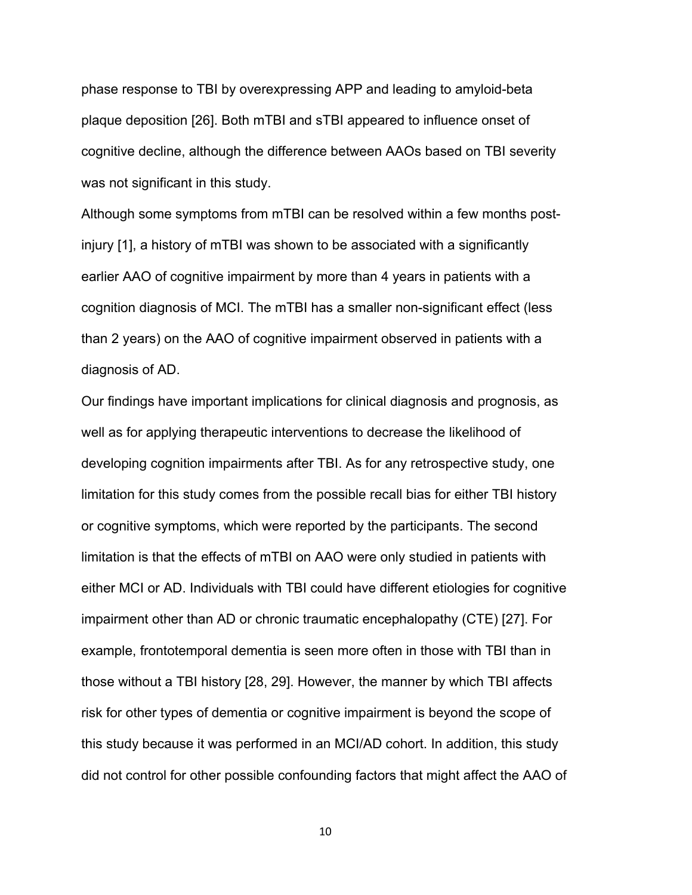phase response to TBI by overexpressing APP and leading to amyloid-beta plaque deposition [26]. Both mTBI and sTBI appeared to influence onset of cognitive decline, although the difference between AAOs based on TBI severity was not significant in this study.

Although some symptoms from mTBI can be resolved within a few months post-injury [1], a history of mTBI was shown to be associated with a significantly earlier AAO of cognitive impairment by more than 4 years in patients with a cognition diagnosis of MCI. The mTBI has a smaller non-significant effect (less than 2 years) on the AAO of cognitive impairment observed in patients with a diagnosis of AD.

Our findings have important implications for clinical diagnosis and prognosis, as well as for applying therapeutic interventions to decrease the likelihood of developing cognition impairments after TBI. As for any retrospective study, one limitation for this study comes from the possible recall bias for either TBI history or cognitive symptoms, which were reported by the participants. The second limitation is that the effects of mTBI on AAO were only studied in patients with either MCI or AD. Individuals with TBI could have different etiologies for cognitive impairment other than AD or chronic traumatic encephalopathy (CTE) [27]. For example, frontotemporal dementia is seen more often in those with TBI than in those without a TBI history [28, 29]. However, the manner by which TBI affects risk for other types of dementia or cognitive impairment is beyond the scope of this study because it was performed in an MCI/AD cohort. In addition, this study did not control for other possible confounding factors that might affect the AAO of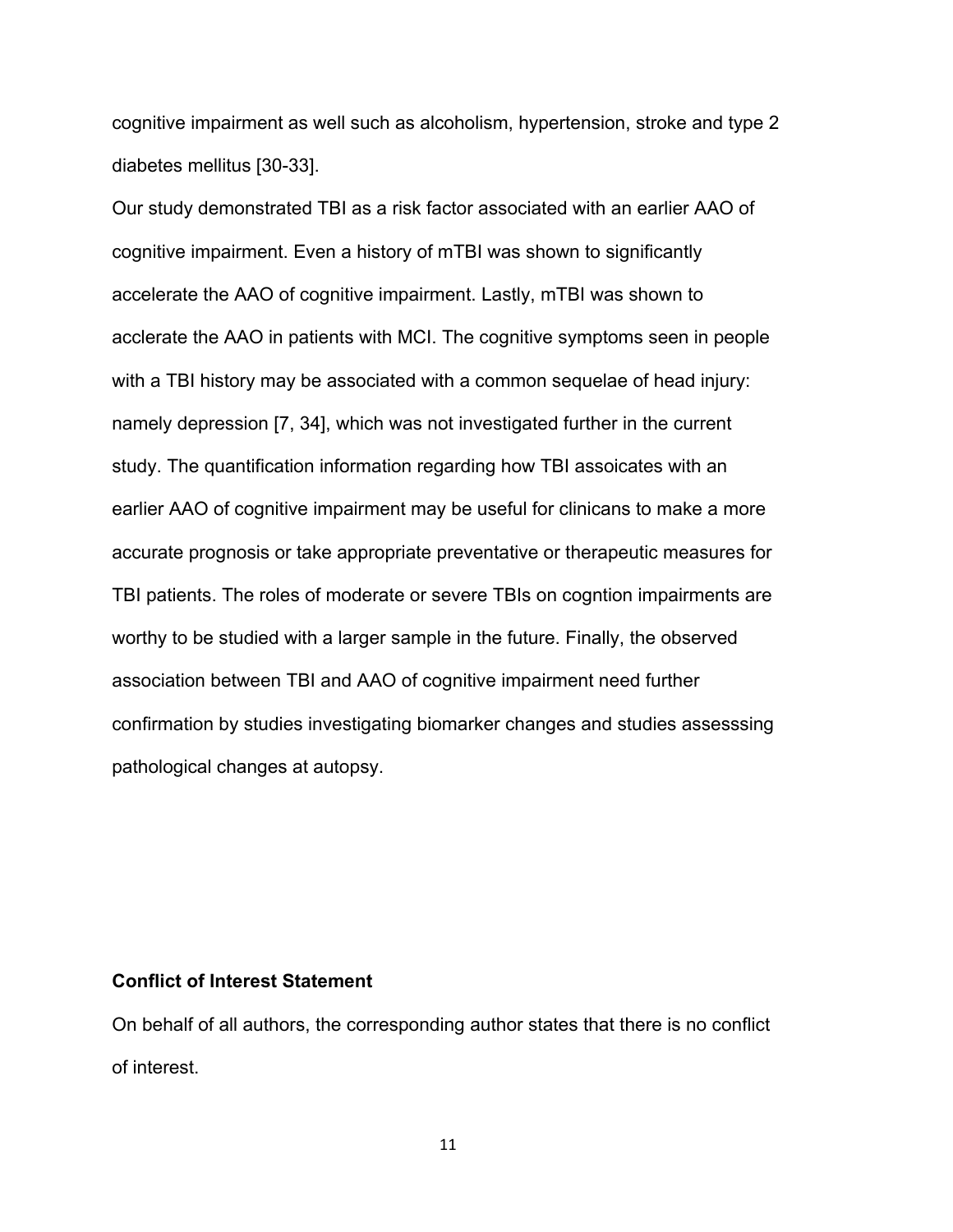cognitive impairment as well such as alcoholism, hypertension, stroke and type 2 diabetes mellitus [30-33].

Our study demonstrated TBI as a risk factor associated with an earlier AAO of cognitive impairment. Even a history of mTBI was shown to significantly accelerate the AAO of cognitive impairment. Lastly, mTBI was shown to acclerate the AAO in patients with MCI. The cognitive symptoms seen in people with a TBI history may be associated with a common sequelae of head injury: namely depression [7, 34], which was not investigated further in the current study. The quantification information regarding how TBI assoicates with an earlier AAO of cognitive impairment may be useful for clinicans to make a more accurate prognosis or take appropriate preventative or therapeutic measures for TBI patients. The roles of moderate or severe TBIs on cogntion impairments are worthy to be studied with a larger sample in the future. Finally, the observed association between TBI and AAO of cognitive impairment need further confirmation by studies investigating biomarker changes and studies assesssing pathological changes at autopsy.

**Conflict of Interest Statement**

On behalf of all authors, the corresponding author states that there is no conflict of interest.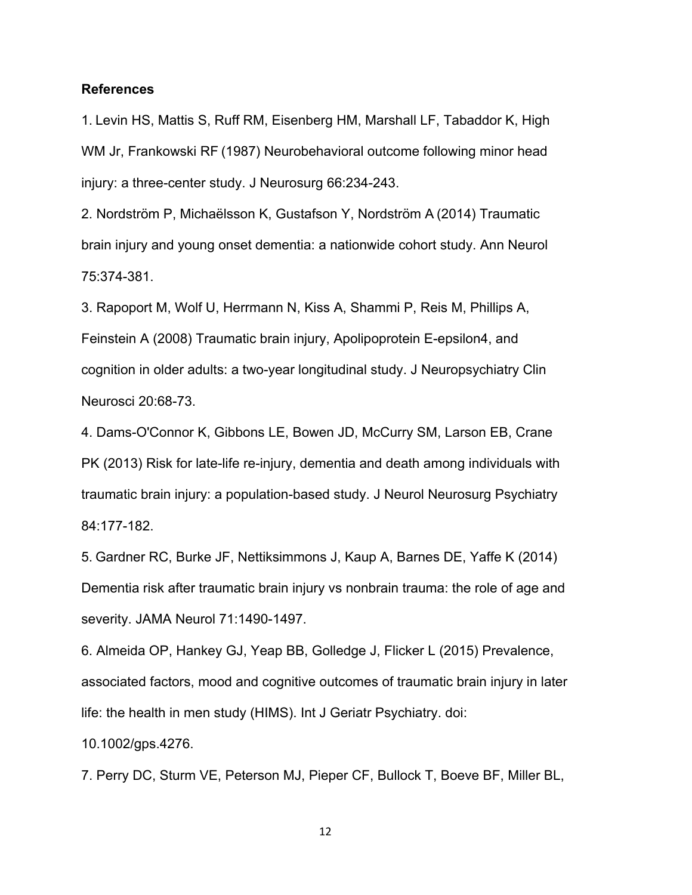**References**

1. Levin HS, Mattis S, Ruff RM, Eisenberg HM, Marshall LF, Tabaddor K, High WM Jr, Frankowski RF (1987) Neurobehavioral outcome following minor head injury: a three-center study. J Neurosurg 66:234-243.

2. Nordström P, Michaëlsson K, Gustafson Y, Nordström A (2014) Traumatic brain injury and young onset dementia: a nationwide cohort study. Ann Neurol 75:374-381.

3. Rapoport M, Wolf U, Herrmann N, Kiss A, Shammi P, Reis M, Phillips A, Feinstein A (2008) Traumatic brain injury, Apolipoprotein E-epsilon4, and cognition in older adults: a two-year longitudinal study. J Neuropsychiatry Clin Neurosci 20:68-73.

4. Dams-O'Connor K, Gibbons LE, Bowen JD, McCurry SM, Larson EB, Crane PK (2013) Risk for late-life re-injury, dementia and death among individuals with traumatic brain injury: a population-based study. J Neurol Neurosurg Psychiatry 84:177-182.

5. Gardner RC, Burke JF, Nettiksimmons J, Kaup A, Barnes DE, Yaffe K (2014) Dementia risk after traumatic brain injury vs nonbrain trauma: the role of age and severity. JAMA Neurol 71:1490-1497.

6. Almeida OP, Hankey GJ, Yeap BB, Golledge J, Flicker L (2015) Prevalence, associated factors, mood and cognitive outcomes of traumatic brain injury in later life: the health in men study (HIMS). Int J Geriatr Psychiatry. doi: 10.1002/gps.4276.

7. Perry DC, Sturm VE, Peterson MJ, Pieper CF, Bullock T, Boeve BF, Miller BL,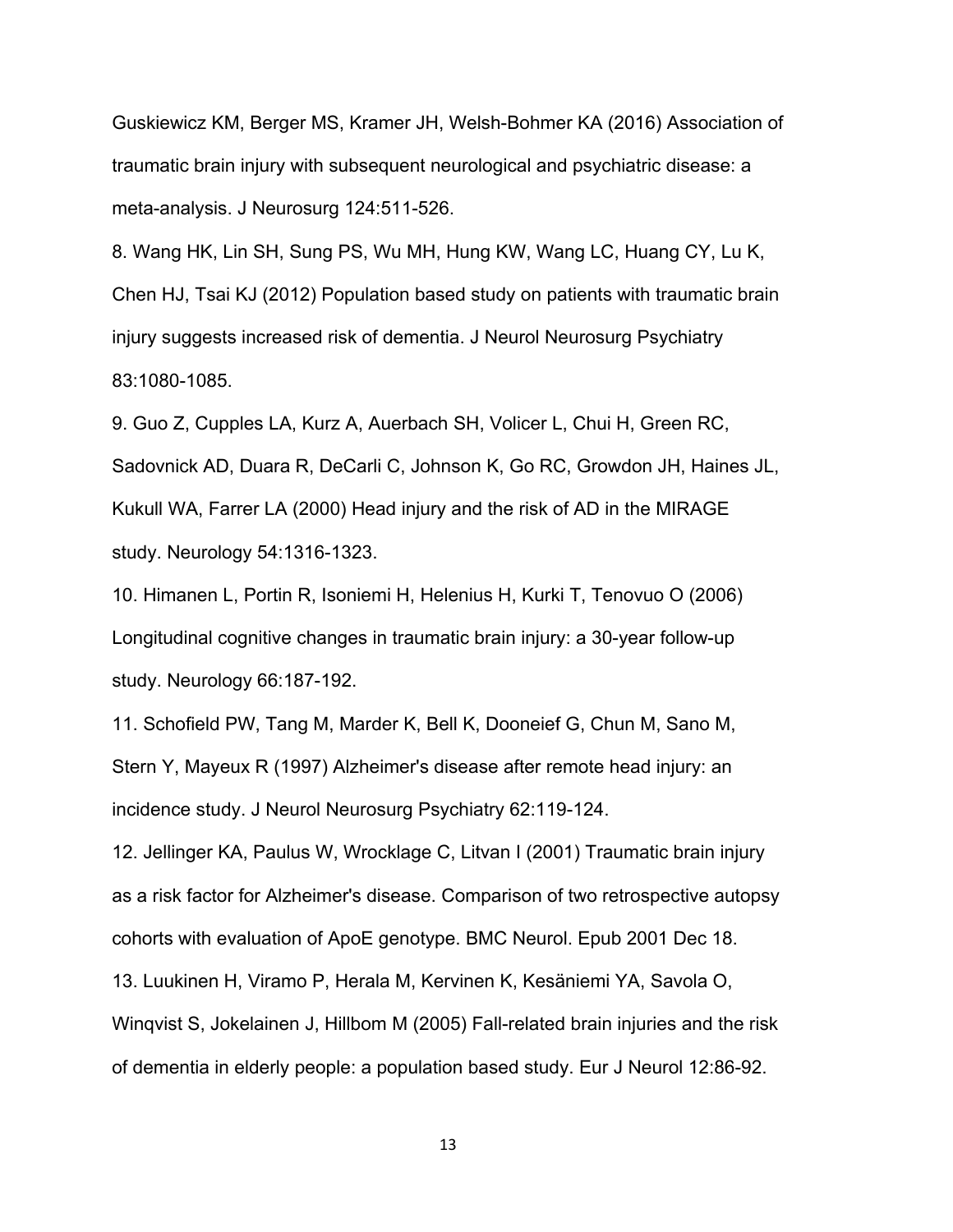Guskiewicz KM, Berger MS, Kramer JH, Welsh-Bohmer KA (2016) Association of traumatic brain injury with subsequent neurological and psychiatric disease: a meta-analysis. J Neurosurg 124:511-526.

8. Wang HK, Lin SH, Sung PS, Wu MH, Hung KW, Wang LC, Huang CY, Lu K, Chen HJ, Tsai KJ (2012) Population based study on patients with traumatic brain injury suggests increased risk of dementia. J Neurol Neurosurg Psychiatry 83:1080-1085.

9. Guo Z, Cupples LA, Kurz A, Auerbach SH, Volicer L, Chui H, Green RC, Sadovnick AD, Duara R, DeCarli C, Johnson K, Go RC, Growdon JH, Haines JL, Kukull WA, Farrer LA (2000) Head injury and the risk of AD in the MIRAGE study. Neurology 54:1316-1323.

10. Himanen L, Portin R, Isoniemi H, Helenius H, Kurki T, Tenovuo O (2006) Longitudinal cognitive changes in traumatic brain injury: a 30-year follow-up study. Neurology 66:187-192.

11. Schofield PW, Tang M, Marder K, Bell K, Dooneief G, Chun M, Sano M, Stern Y, Mayeux R (1997) Alzheimer's disease after remote head injury: an incidence study. J Neurol Neurosurg Psychiatry 62:119-124.

12. Jellinger KA, Paulus W, Wrocklage C, Litvan I (2001) Traumatic brain injury as a risk factor for Alzheimer's disease. Comparison of two retrospective autopsy cohorts with evaluation of ApoE genotype. BMC Neurol. Epub 2001 Dec 18.

13. Luukinen H, Viramo P, Herala M, Kervinen K, Kesäniemi YA, Savola O, Winqvist S, Jokelainen J, Hillbom M (2005) Fall-related brain injuries and the risk of dementia in elderly people: a population based study. Eur J Neurol 12:86-92.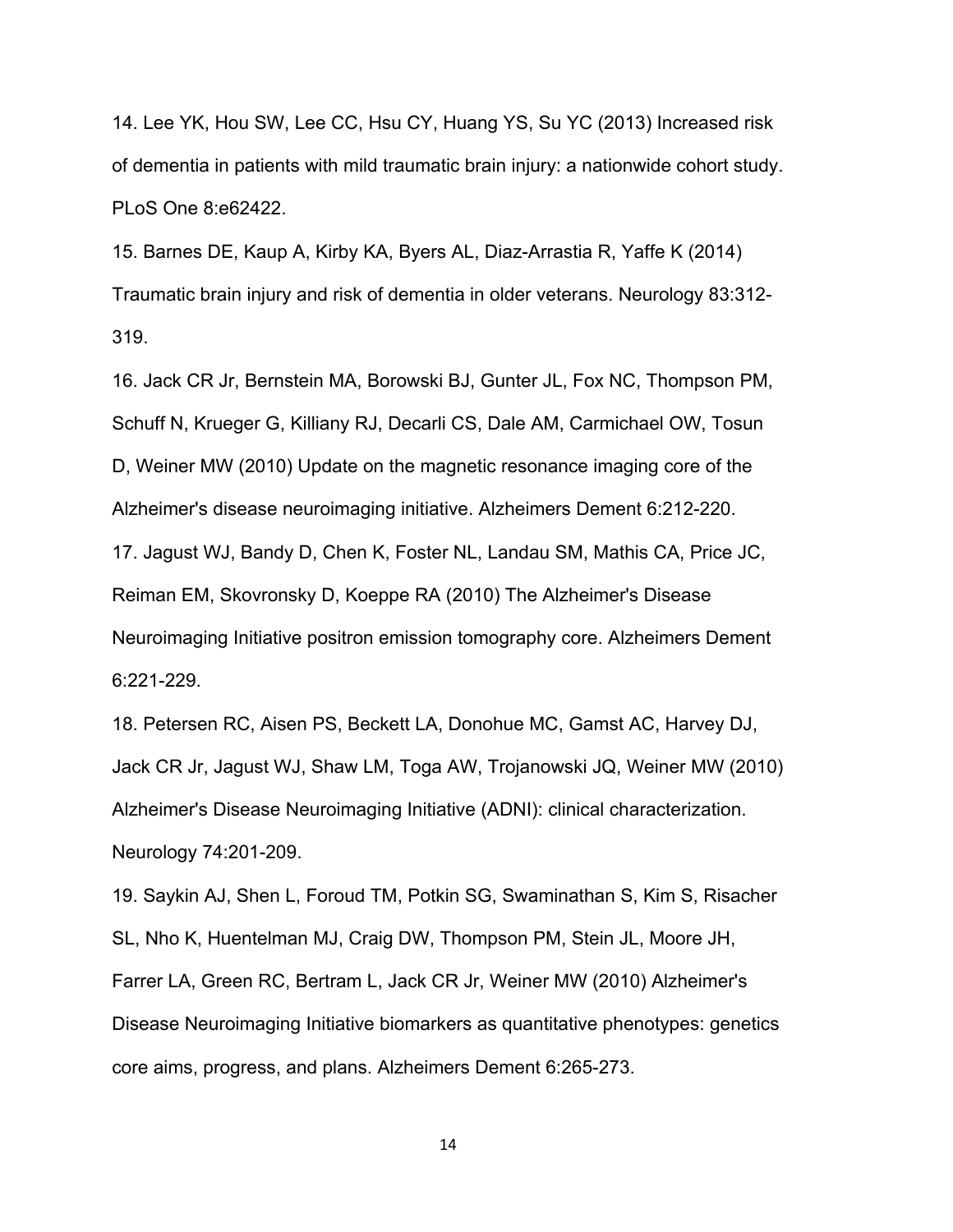14. Lee YK, Hou SW, Lee CC, Hsu CY, Huang YS, Su YC (2013) Increased risk of dementia in patients with mild traumatic brain injury: a nationwide cohort study. PLoS One 8:e62422.

15. Barnes DE, Kaup A, Kirby KA, Byers AL, Diaz-Arrastia R, Yaffe K (2014) Traumatic brain injury and risk of dementia in older veterans. Neurology 83:312-319.

16. Jack CR Jr, Bernstein MA, Borowski BJ, Gunter JL, Fox NC, Thompson PM, Schuff N, Krueger G, Killiany RJ, Decarli CS, Dale AM, Carmichael OW, Tosun D, Weiner MW (2010) Update on the magnetic resonance imaging core of the Alzheimer's disease neuroimaging initiative. Alzheimers Dement 6:212-220.

17. Jagust WJ, Bandy D, Chen K, Foster NL, Landau SM, Mathis CA, Price JC, Reiman EM, Skovronsky D, Koeppe RA (2010) The Alzheimer's Disease Neuroimaging Initiative positron emission tomography core. Alzheimers Dement 6:221-229.

18. Petersen RC, Aisen PS, Beckett LA, Donohue MC, Gamst AC, Harvey DJ, Jack CR Jr, Jagust WJ, Shaw LM, Toga AW, Trojanowski JQ, Weiner MW (2010) Alzheimer's Disease Neuroimaging Initiative (ADNI): clinical characterization. Neurology 74:201-209.

19. Saykin AJ, Shen L, Foroud TM, Potkin SG, Swaminathan S, Kim S, Risacher SL, Nho K, Huentelman MJ, Craig DW, Thompson PM, Stein JL, Moore JH, Farrer LA, Green RC, Bertram L, Jack CR Jr, Weiner MW (2010) Alzheimer's Disease Neuroimaging Initiative biomarkers as quantitative phenotypes: genetics core aims, progress, and plans. Alzheimers Dement 6:265-273.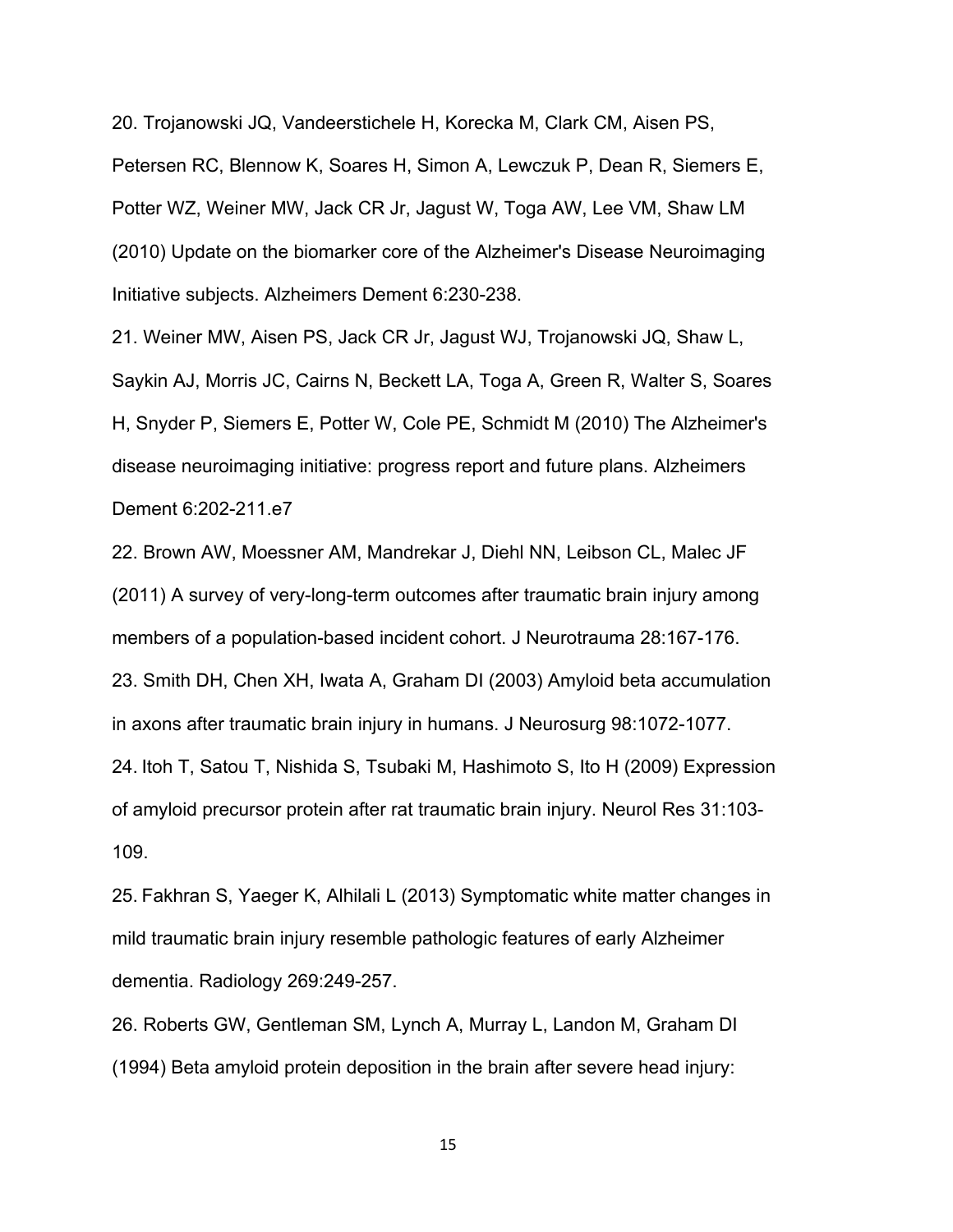20. Trojanowski JQ, Vandeerstichele H, Korecka M, Clark CM, Aisen PS, Petersen RC, Blennow K, Soares H, Simon A, Lewczuk P, Dean R, Siemers E, Potter WZ, Weiner MW, Jack CR Jr, Jagust W, Toga AW, Lee VM, Shaw LM (2010) Update on the biomarker core of the Alzheimer's Disease Neuroimaging Initiative subjects. Alzheimers Dement 6:230-238.

21. Weiner MW, Aisen PS, Jack CR Jr, Jagust WJ, Trojanowski JQ, Shaw L, Saykin AJ, Morris JC, Cairns N, Beckett LA, Toga A, Green R, Walter S, Soares H, Snyder P, Siemers E, Potter W, Cole PE, Schmidt M (2010) The Alzheimer's disease neuroimaging initiative: progress report and future plans. Alzheimers Dement 6:202-211.e7

22. Brown AW, Moessner AM, Mandrekar J, Diehl NN, Leibson CL, Malec JF (2011) A survey of very-long-term outcomes after traumatic brain injury among members of a population-based incident cohort. J Neurotrauma 28:167-176.

23. Smith DH, Chen XH, Iwata A, Graham DI (2003) Amyloid beta accumulation in axons after traumatic brain injury in humans. J Neurosurg 98:1072-1077.

24. Itoh T, Satou T, Nishida S, Tsubaki M, Hashimoto S, Ito H (2009) Expression of amyloid precursor protein after rat traumatic brain injury. Neurol Res 31:103-109.

25. Fakhran S, Yaeger K, Alhilali L (2013) Symptomatic white matter changes in mild traumatic brain injury resemble pathologic features of early Alzheimer dementia. Radiology 269:249-257.

26. Roberts GW, Gentleman SM, Lynch A, Murray L, Landon M, Graham DI (1994) Beta amyloid protein deposition in the brain after severe head injury: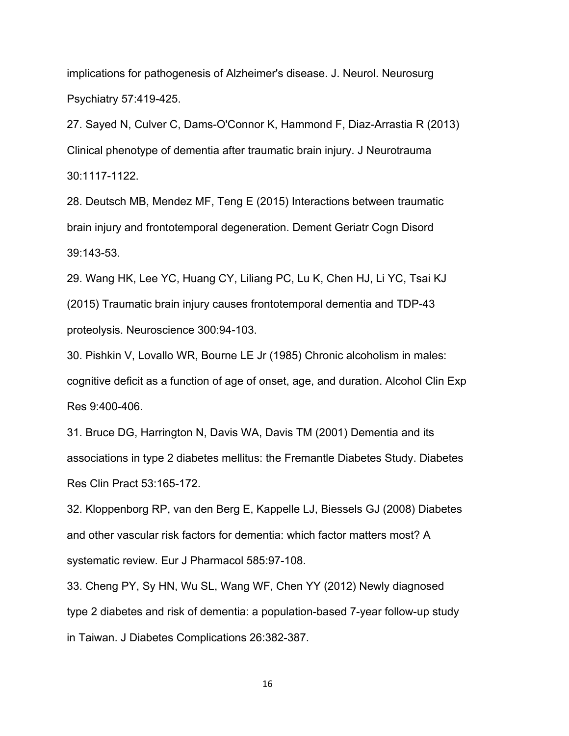implications for pathogenesis of Alzheimer's disease. J. Neurol. Neurosurg Psychiatry 57:419-425.

27. Sayed N, Culver C, Dams-O'Connor K, Hammond F, Diaz-Arrastia R (2013) Clinical phenotype of dementia after traumatic brain injury. J Neurotrauma 30:1117-1122.

28. Deutsch MB, Mendez MF, Teng E (2015) Interactions between traumatic brain injury and frontotemporal degeneration. Dement Geriatr Cogn Disord 39:143-53.

29. Wang HK, Lee YC, Huang CY, Liliang PC, Lu K, Chen HJ, Li YC, Tsai KJ (2015) Traumatic brain injury causes frontotemporal dementia and TDP-43 proteolysis. Neuroscience 300:94-103.

30. Pishkin V, Lovallo WR, Bourne LE Jr (1985) Chronic alcoholism in males: cognitive deficit as a function of age of onset, age, and duration. Alcohol Clin Exp Res 9:400-406.

31. Bruce DG, Harrington N, Davis WA, Davis TM (2001) Dementia and its associations in type 2 diabetes mellitus: the Fremantle Diabetes Study. Diabetes Res Clin Pract 53:165-172.

32. Kloppenborg RP, van den Berg E, Kappelle LJ, Biessels GJ (2008) Diabetes and other vascular risk factors for dementia: which factor matters most? A systematic review. Eur J Pharmacol 585:97-108.

33. Cheng PY, Sy HN, Wu SL, Wang WF, Chen YY (2012) Newly diagnosed type 2 diabetes and risk of dementia: a population-based 7-year follow-up study in Taiwan. J Diabetes Complications 26:382-387.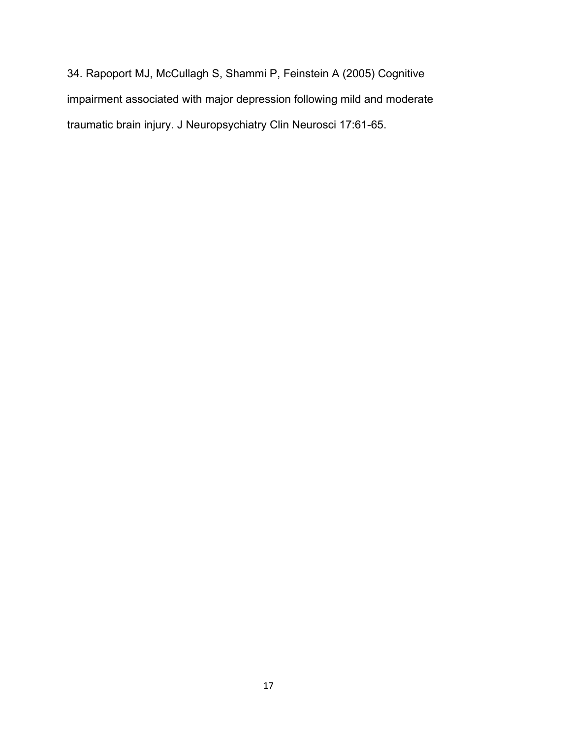34. Rapoport MJ, McCullagh S, Shammi P, Feinstein A (2005) Cognitive impairment associated with major depression following mild and moderate traumatic brain injury. J Neuropsychiatry Clin Neurosci 17:61-65.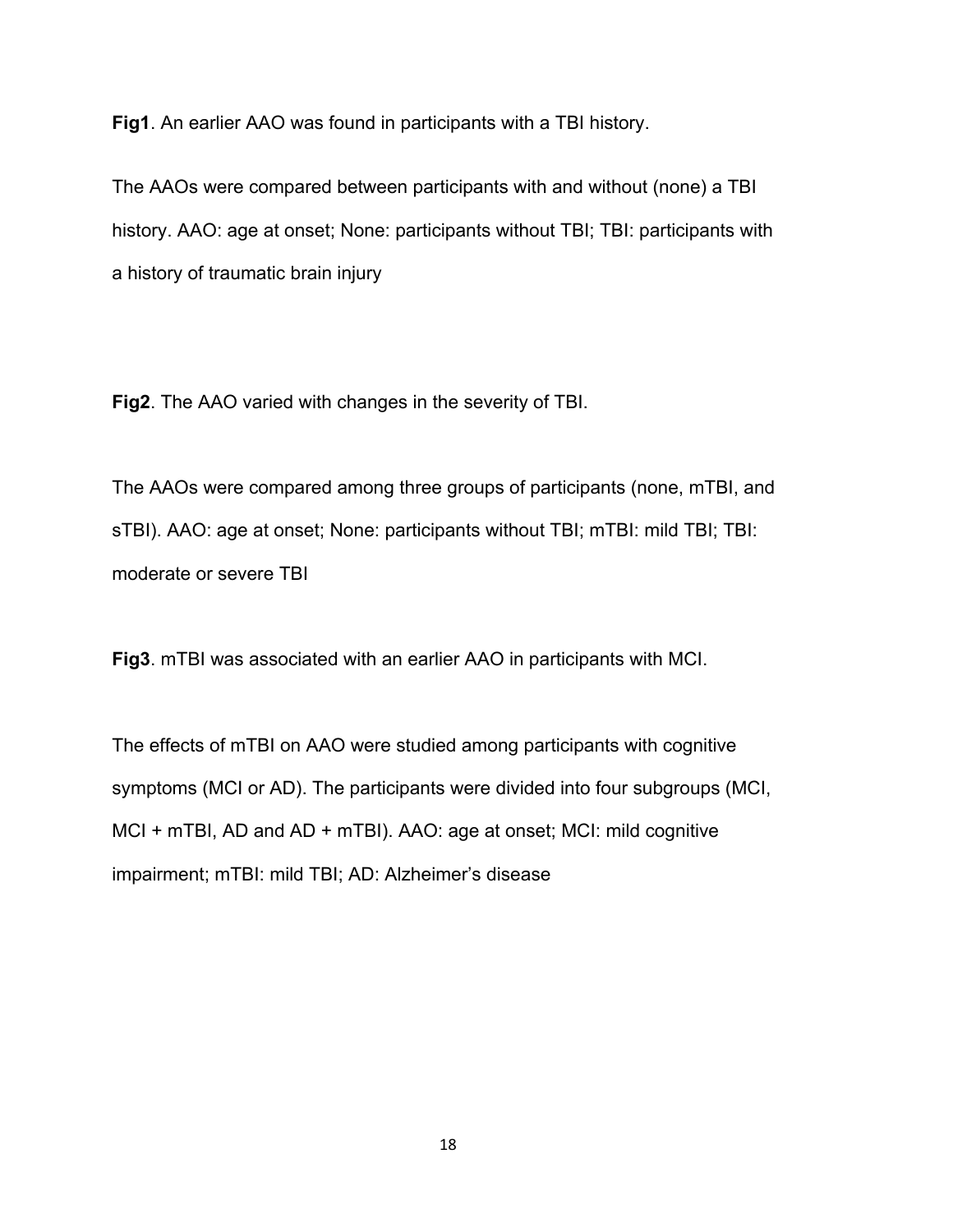**Fig1**. An earlier AAO was found in participants with a TBI history.

The AAOs were compared between participants with and without (none) a TBI history. AAO: age at onset; None: participants without TBI; TBI: participants with a history of traumatic brain injury

**Fig2**. The AAO varied with changes in the severity of TBI.

The AAOs were compared among three groups of participants (none, mTBI, and sTBI). AAO: age at onset; None: participants without TBI; mTBI: mild TBI; TBI: moderate or severe TBI

**Fig3**. mTBI was associated with an earlier AAO in participants with MCI.

The effects of mTBI on AAO were studied among participants with cognitive symptoms (MCI or AD). The participants were divided into four subgroups (MCI, MCI + mTBI, AD and AD + mTBI). AAO: age at onset; MCI: mild cognitive impairment; mTBI: mild TBI; AD: Alzheimer's disease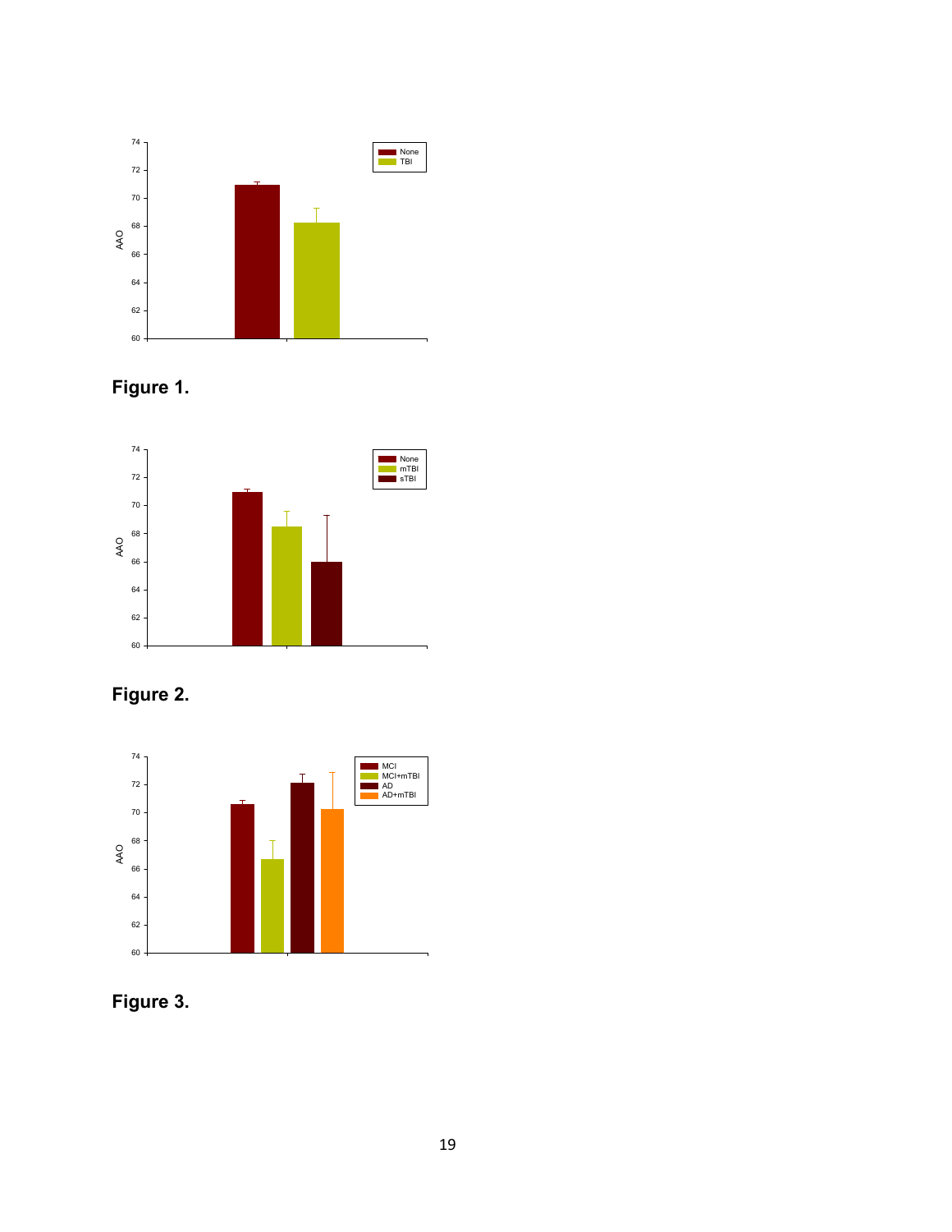**Figure 1.**

**Figure 2.**

**Figure 3.**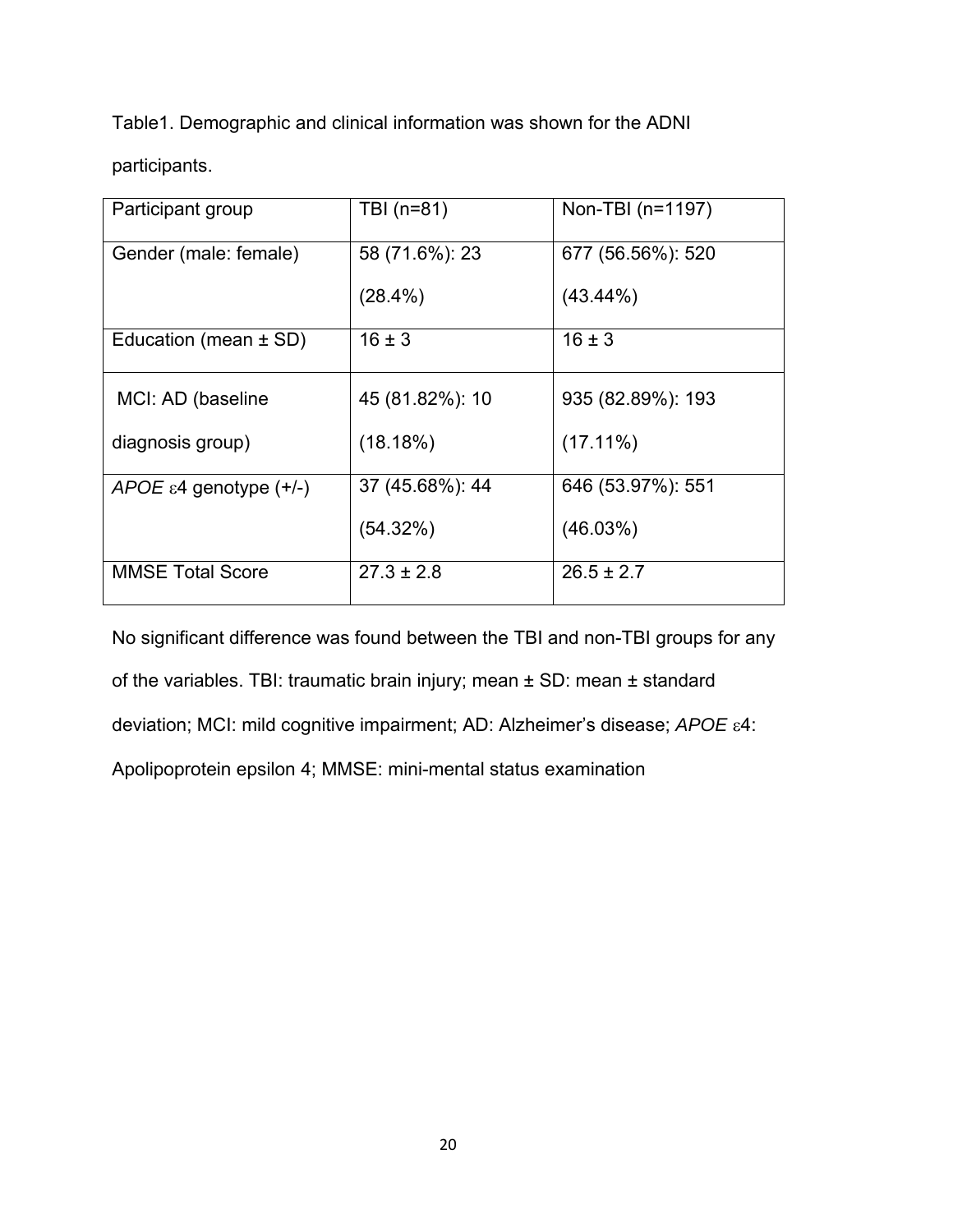Table1. Demographic and clinical information was shown for the ADNI participants.

| Participant group | TBI (n=81) | Non-TBI (n=1197) |
|---|---|---|
| Gender (male: female) | 58 (71.6%): 23 (28.4%) | 677 (56.56%): 520 (43.44%) |
| Education (mean ± SD) | 16 ± 3 | 16 ± 3 |
| MCI: AD (baseline diagnosis group) | 45 (81.82%): 10 (18.18%) | 935 (82.89%): 193 (17.11%) |
| *APOE* ε4 genotype (+/-) | 37 (45.68%): 44 (54.32%) | 646 (53.97%): 551 (46.03%) |
| MMSE Total Score | 27.3 ± 2.8 | 26.5 ± 2.7 |

No significant difference was found between the TBI and non-TBI groups for any of the variables. TBI: traumatic brain injury; mean ± SD: mean ± standard deviation; MCI: mild cognitive impairment; AD: Alzheimer's disease; *APOE* ε4: Apolipoprotein epsilon 4; MMSE: mini-mental status examination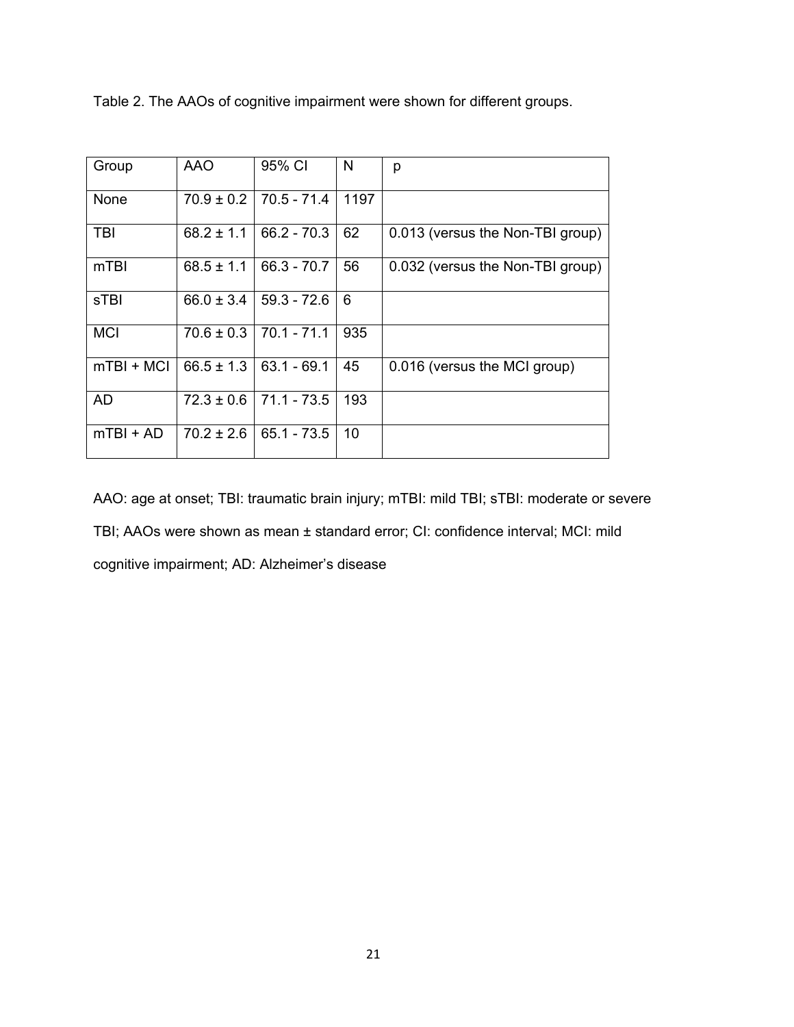Table 2. The AAOs of cognitive impairment were shown for different groups.

| Group | AAO | 95% CI | N | p |
|---|---|---|---|---|
| None | 70.9 ± 0.2 | 70.5 - 71.4 | 1197 | |
| TBI | 68.2 ± 1.1 | 66.2 - 70.3 | 62 | 0.013 (versus the Non-TBI group) |
| mTBI | 68.5 ± 1.1 | 66.3 - 70.7 | 56 | 0.032 (versus the Non-TBI group) |
| sTBI | 66.0 ± 3.4 | 59.3 - 72.6 | 6 | |
| MCI | 70.6 ± 0.3 | 70.1 - 71.1 | 935 | |
| mTBI + MCI | 66.5 ± 1.3 | 63.1 - 69.1 | 45 | 0.016 (versus the MCI group) |
| AD | 72.3 ± 0.6 | 71.1 - 73.5 | 193 | |
| mTBI + AD | 70.2 ± 2.6 | 65.1 - 73.5 | 10 | |

AAO: age at onset; TBI: traumatic brain injury; mTBI: mild TBI; sTBI: moderate or severe TBI; AAOs were shown as mean ± standard error; CI: confidence interval; MCI: mild cognitive impairment; AD: Alzheimer's disease